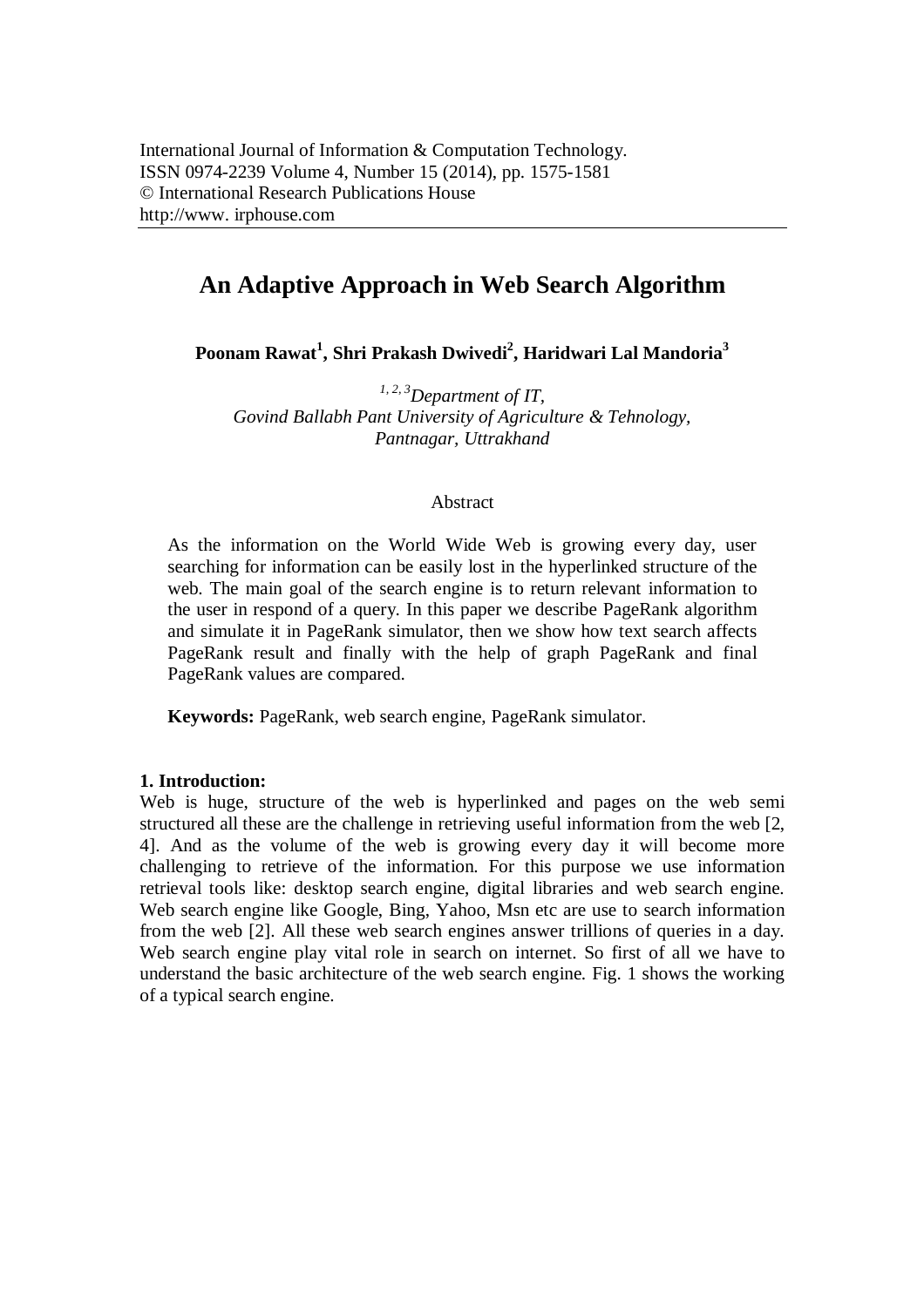International Journal of Information & Computation Technology.
ISSN 0974-2239 Volume 4, Number 15 (2014), pp. 1575-1581
© International Research Publications House
http://www. irphouse.com

# An Adaptive Approach in Web Search Algorithm

**Poonam Rawat[1], Shri Prakash Dwivedi[2], Haridwari Lal Mandoria[3]**

*[1, 2, 3]Department of IT,*
*Govind Ballabh Pant University of Agriculture & Tehnology,*
*Pantnagar, Uttrakhand*

## Abstract

As the information on the World Wide Web is growing every day, user searching for information can be easily lost in the hyperlinked structure of the web. The main goal of the search engine is to return relevant information to the user in respond of a query. In this paper we describe PageRank algorithm and simulate it in PageRank simulator, then we show how text search affects PageRank result and finally with the help of graph PageRank and final PageRank values are compared.

**Keywords:** PageRank, web search engine, PageRank simulator.

## 1. Introduction:

Web is huge, structure of the web is hyperlinked and pages on the web semi structured all these are the challenge in retrieving useful information from the web [2, 4]. And as the volume of the web is growing every day it will become more challenging to retrieve of the information. For this purpose we use information retrieval tools like: desktop search engine, digital libraries and web search engine. Web search engine like Google, Bing, Yahoo, Msn etc are use to search information from the web [2]. All these web search engines answer trillions of queries in a day. Web search engine play vital role in search on internet. So first of all we have to understand the basic architecture of the web search engine. Fig. 1 shows the working of a typical search engine.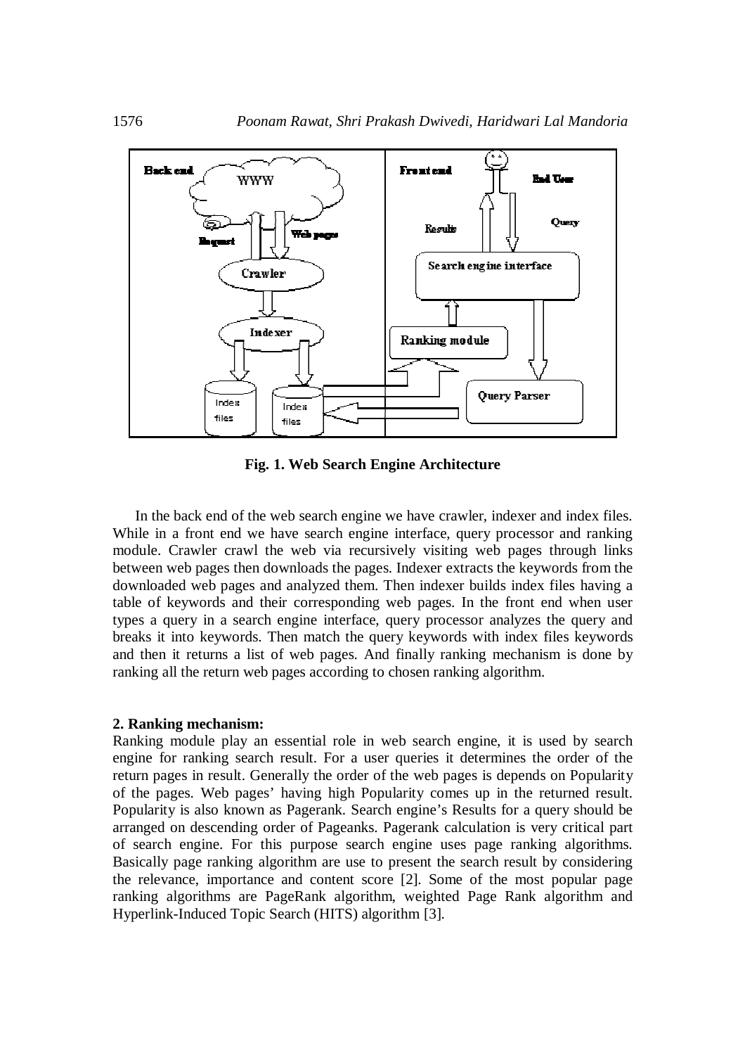**Fig. 1. Web Search Engine Architecture**

In the back end of the web search engine we have crawler, indexer and index files. While in a front end we have search engine interface, query processor and ranking module. Crawler crawl the web via recursively visiting web pages through links between web pages then downloads the pages. Indexer extracts the keywords from the downloaded web pages and analyzed them. Then indexer builds index files having a table of keywords and their corresponding web pages. In the front end when user types a query in a search engine interface, query processor analyzes the query and breaks it into keywords. Then match the query keywords with index files keywords and then it returns a list of web pages. And finally ranking mechanism is done by ranking all the return web pages according to chosen ranking algorithm.

## 2. Ranking mechanism:

Ranking module play an essential role in web search engine, it is used by search engine for ranking search result. For a user queries it determines the order of the return pages in result. Generally the order of the web pages is depends on Popularity of the pages. Web pages' having high Popularity comes up in the returned result. Popularity is also known as Pagerank. Search engine's Results for a query should be arranged on descending order of Pageanks. Pagerank calculation is very critical part of search engine. For this purpose search engine uses page ranking algorithms. Basically page ranking algorithm are use to present the search result by considering the relevance, importance and content score [2]. Some of the most popular page ranking algorithms are PageRank algorithm, weighted Page Rank algorithm and Hyperlink-Induced Topic Search (HITS) algorithm [3].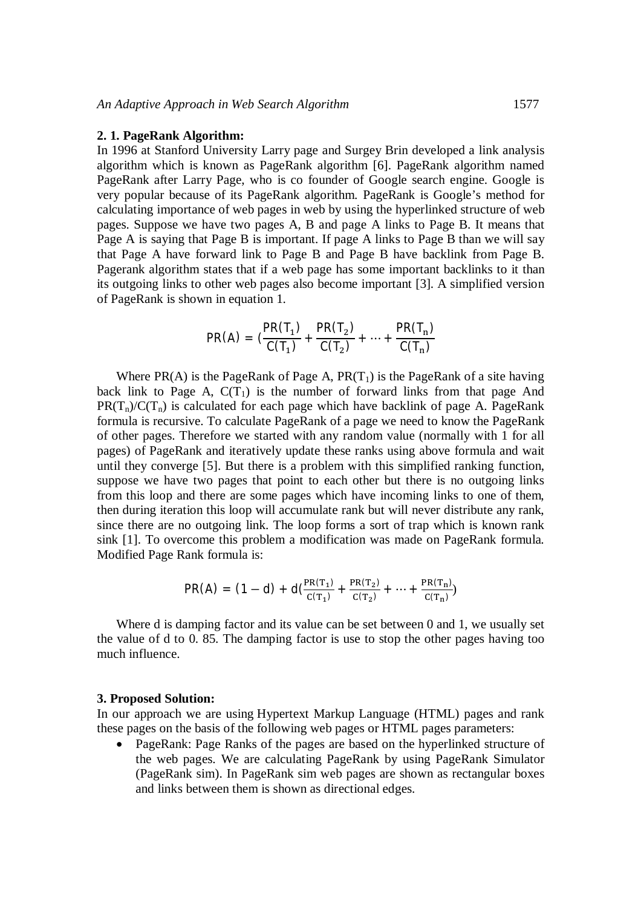### 2. 1. PageRank Algorithm:

In 1996 at Stanford University Larry page and Surgey Brin developed a link analysis algorithm which is known as PageRank algorithm [6]. PageRank algorithm named PageRank after Larry Page, who is co founder of Google search engine. Google is very popular because of its PageRank algorithm. PageRank is Google's method for calculating importance of web pages in web by using the hyperlinked structure of web pages. Suppose we have two pages A, B and page A links to Page B. It means that Page A is saying that Page B is important. If page A links to Page B than we will say that Page A have forward link to Page B and Page B have backlink from Page B. Pagerank algorithm states that if a web page has some important backlinks to it than its outgoing links to other web pages also become important [3]. A simplified version of PageRank is shown in equation 1.

$$PR(A) = (\frac{PR(T_1)}{C(T_1)} + \frac{PR(T_2)}{C(T_2)} + \cdots + \frac{PR(T_n)}{C(T_n)}$$

Where PR(A) is the PageRank of Page A, $PR(T_1)$ is the PageRank of a site having back link to Page A, $C(T_1)$ is the number of forward links from that page And $PR(T_n)/C(T_n)$ is calculated for each page which have backlink of page A. PageRank formula is recursive. To calculate PageRank of a page we need to know the PageRank of other pages. Therefore we started with any random value (normally with 1 for all pages) of PageRank and iteratively update these ranks using above formula and wait until they converge [5]. But there is a problem with this simplified ranking function, suppose we have two pages that point to each other but there is no outgoing links from this loop and there are some pages which have incoming links to one of them, then during iteration this loop will accumulate rank but will never distribute any rank, since there are no outgoing link. The loop forms a sort of trap which is known rank sink [1]. To overcome this problem a modification was made on PageRank formula. Modified Page Rank formula is:

$$PR(A) = (1 - d) + d(\frac{PR(T_1)}{C(T_1)} + \frac{PR(T_2)}{C(T_2)} + \cdots + \frac{PR(T_n)}{C(T_n)})$$

Where d is damping factor and its value can be set between 0 and 1, we usually set the value of d to 0. 85. The damping factor is use to stop the other pages having too much influence.

### 3. Proposed Solution:

In our approach we are using Hypertext Markup Language (HTML) pages and rank these pages on the basis of the following web pages or HTML pages parameters:

- PageRank: Page Ranks of the pages are based on the hyperlinked structure of the web pages. We are calculating PageRank by using PageRank Simulator (PageRank sim). In PageRank sim web pages are shown as rectangular boxes and links between them is shown as directional edges.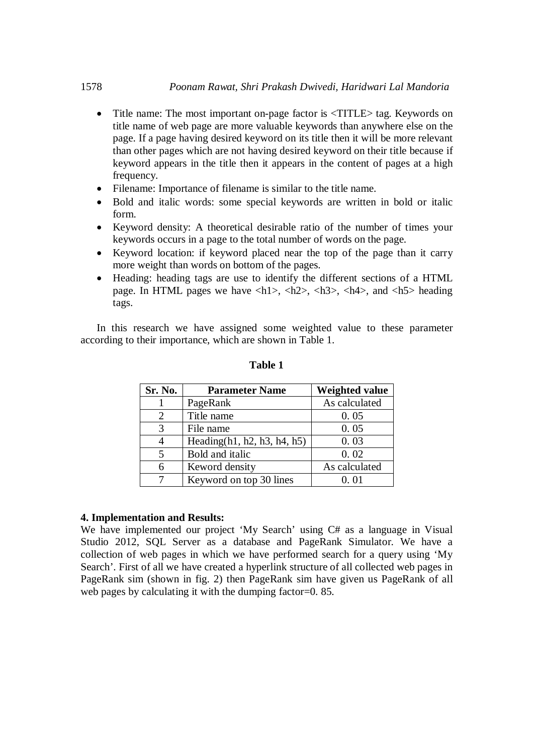- Title name: The most important on-page factor is <TITLE> tag. Keywords on title name of web page are more valuable keywords than anywhere else on the page. If a page having desired keyword on its title then it will be more relevant than other pages which are not having desired keyword on their title because if keyword appears in the title then it appears in the content of pages at a high frequency.
- Filename: Importance of filename is similar to the title name.
- Bold and italic words: some special keywords are written in bold or italic form.
- Keyword density: A theoretical desirable ratio of the number of times your keywords occurs in a page to the total number of words on the page.
- Keyword location: if keyword placed near the top of the page than it carry more weight than words on bottom of the pages.
- Heading: heading tags are use to identify the different sections of a HTML page. In HTML pages we have <h1>, <h2>, <h3>, <h4>, and <h5> heading tags.

In this research we have assigned some weighted value to these parameter according to their importance, which are shown in Table 1.

**Table 1**

| Sr. No. | Parameter Name | Weighted value |
|---|---|---|
| 1 | PageRank | As calculated |
| 2 | Title name | 0. 05 |
| 3 | File name | 0. 05 |
| 4 | Heading(h1, h2, h3, h4, h5) | 0. 03 |
| 5 | Bold and italic | 0. 02 |
| 6 | Keword density | As calculated |
| 7 | Keyword on top 30 lines | 0. 01 |

**4. Implementation and Results:**

We have implemented our project 'My Search' using C# as a language in Visual Studio 2012, SQL Server as a database and PageRank Simulator. We have a collection of web pages in which we have performed search for a query using 'My Search'. First of all we have created a hyperlink structure of all collected web pages in PageRank sim (shown in fig. 2) then PageRank sim have given us PageRank of all web pages by calculating it with the dumping factor=0. 85.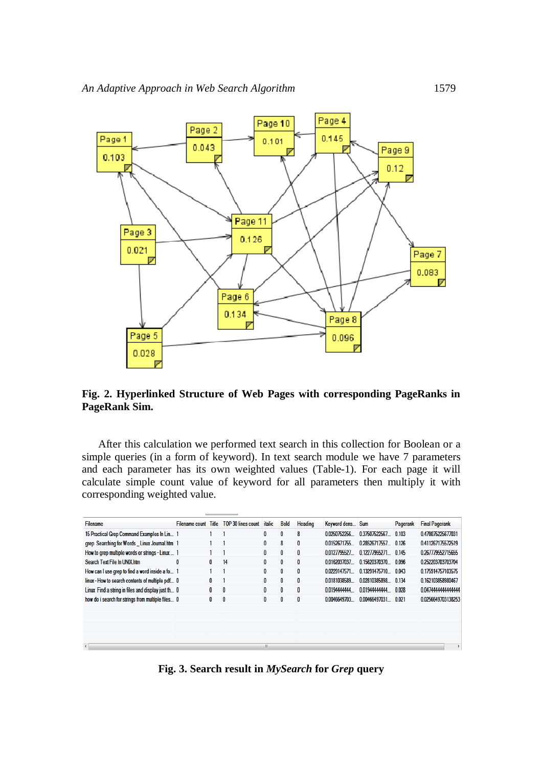Page 1 0.103
Page 2 0.043
Page 10 0.101
Page 4 0.145
Page 9 0.12
Page 11 0.126
Page 3 0.021
Page 7 0.083
Page 6 0.134
Page 8 0.096
Page 5 0.028

**Fig. 2. Hyperlinked Structure of Web Pages with corresponding PageRanks in PageRank Sim.**

After this calculation we performed text search in this collection for Boolean or a simple queries (in a form of keyword). In text search module we have 7 parameters and each parameter has its own weighted values (Table-1). For each page it will calculate simple count value of keyword for all parameters then multiply it with corresponding weighted value.

| Filename | Filename count | Title | TOP 30 lines count | italic | Bold | Heading | Keyword dens... | Sum | Pagerank | Final Pagerank |
|---|---|---|---|---|---|---|---|---|---|---|
| 15 Practical Grep Command Examples In Lin... | 1 | 1 | 1 | 0 | 0 | 8 | 0.0250752256... | 0.37507522567... | 0.103 | 0.478075225677031 |
| grep Searching for Words _ Linux Journal.htm | 1 | 1 | 1 | 0 | 8 | 0 | 0.0152671755... | 0.28526717557... | 0.126 | 0.411267175572519 |
| How to grep multiple words or strings - Linux ... | 1 | 1 | 1 | 0 | 0 | 0 | 0.0127795527... | 0.12277955271... | 0.145 | 0.267779552715655 |
| Search Text File In UNIX.htm | 0 | 0 | 14 | 0 | 0 | 0 | 0.0162037037... | 0.15620370370... | 0.096 | 0.252203703703704 |
| How can I use grep to find a word inside a fo... | 1 | 1 | 1 | 0 | 0 | 0 | 0.0229147571... | 0.13291475710... | 0.043 | 0.175914757103575 |
| linux - How to search contents of multiple pdf... | 0 | 0 | 1 | 0 | 0 | 0 | 0.0181038589... | 0.02810385898... | 0.134 | 0.162103858980467 |
| Linux Find a string in files and display just th... | 0 | 0 | 0 | 0 | 0 | 0 | 0.0194444444... | 0.01944444444... | 0.028 | 0.0474444444444444 |
| how do i search for strings from multiple files... | 0 | 0 | 0 | 0 | 0 | 0 | 0.0046649703... | 0.00466497031... | 0.021 | 0.0256649703138253 |

**Fig. 3. Search result in *MySearch* for *Grep* query**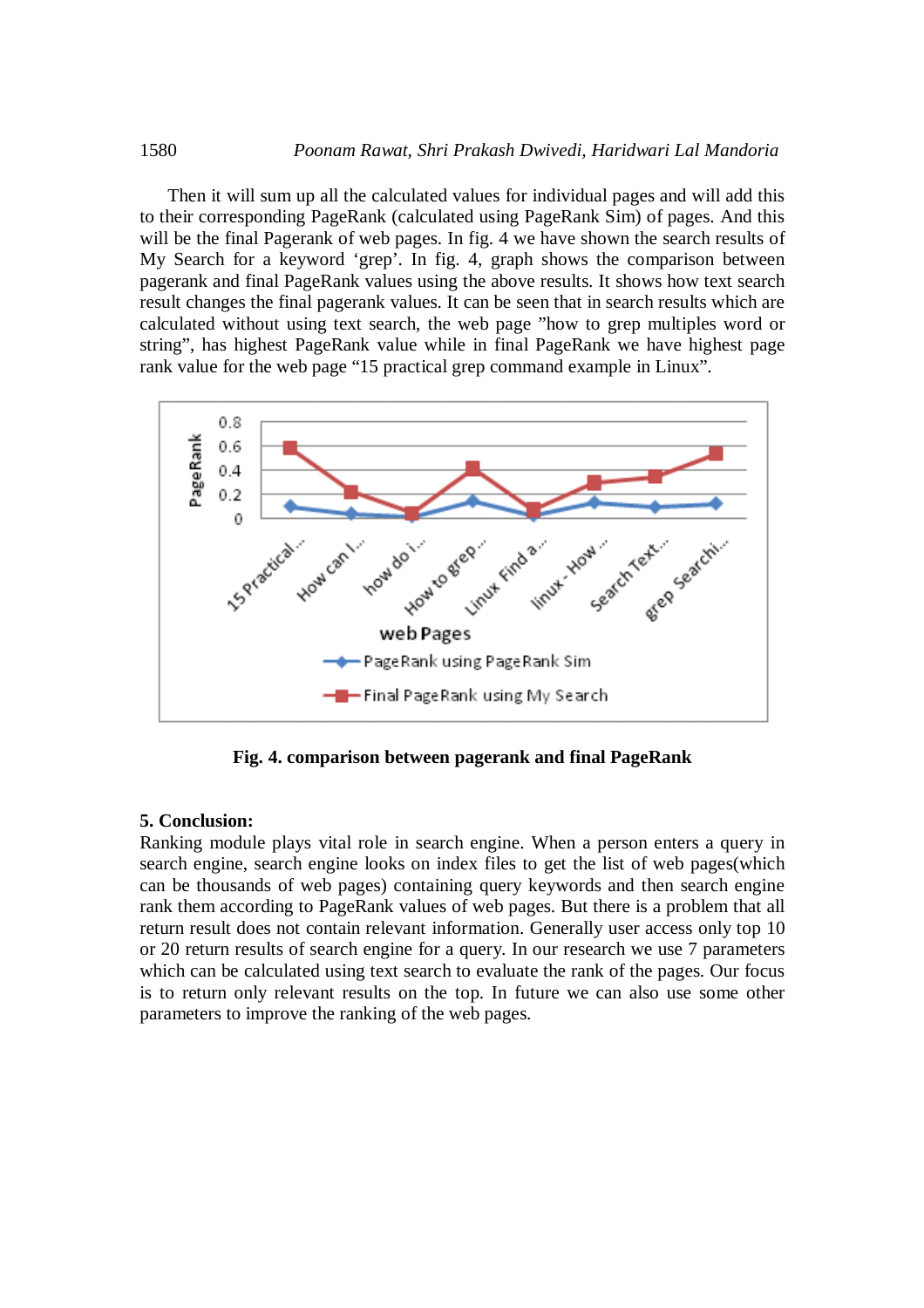Then it will sum up all the calculated values for individual pages and will add this to their corresponding PageRank (calculated using PageRank Sim) of pages. And this will be the final Pagerank of web pages. In fig. 4 we have shown the search results of My Search for a keyword 'grep'. In fig. 4, graph shows the comparison between pagerank and final PageRank values using the above results. It shows how text search result changes the final pagerank values. It can be seen that in search results which are calculated without using text search, the web page "how to grep multiples word or string", has highest PageRank value while in final PageRank we have highest page rank value for the web page "15 practical grep command example in Linux".

**Fig. 4. comparison between pagerank and final PageRank**

### 5. Conclusion:

Ranking module plays vital role in search engine. When a person enters a query in search engine, search engine looks on index files to get the list of web pages(which can be thousands of web pages) containing query keywords and then search engine rank them according to PageRank values of web pages. But there is a problem that all return result does not contain relevant information. Generally user access only top 10 or 20 return results of search engine for a query. In our research we use 7 parameters which can be calculated using text search to evaluate the rank of the pages. Our focus is to return only relevant results on the top. In future we can also use some other parameters to improve the ranking of the web pages.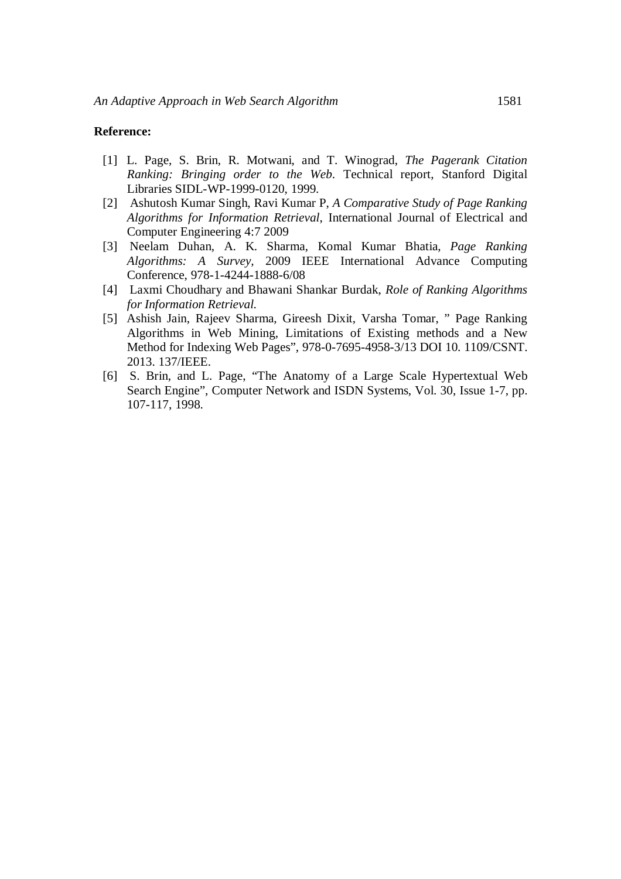**Reference:**

[1] L. Page, S. Brin, R. Motwani, and T. Winograd, *The Pagerank Citation Ranking: Bringing order to the Web*. Technical report, Stanford Digital Libraries SIDL-WP-1999-0120, 1999.

[2] Ashutosh Kumar Singh, Ravi Kumar P, *A Comparative Study of Page Ranking Algorithms for Information Retrieval*, International Journal of Electrical and Computer Engineering 4:7 2009

[3] Neelam Duhan, A. K. Sharma, Komal Kumar Bhatia, *Page Ranking Algorithms: A Survey*, 2009 IEEE International Advance Computing Conference, 978-1-4244-1888-6/08

[4] Laxmi Choudhary and Bhawani Shankar Burdak, *Role of Ranking Algorithms for Information Retrieval.*

[5] Ashish Jain, Rajeev Sharma, Gireesh Dixit, Varsha Tomar, " Page Ranking Algorithms in Web Mining, Limitations of Existing methods and a New Method for Indexing Web Pages", 978-0-7695-4958-3/13 DOI 10. 1109/CSNT. 2013. 137/IEEE.

[6] S. Brin, and L. Page, "The Anatomy of a Large Scale Hypertextual Web Search Engine", Computer Network and ISDN Systems, Vol. 30, Issue 1-7, pp. 107-117, 1998.